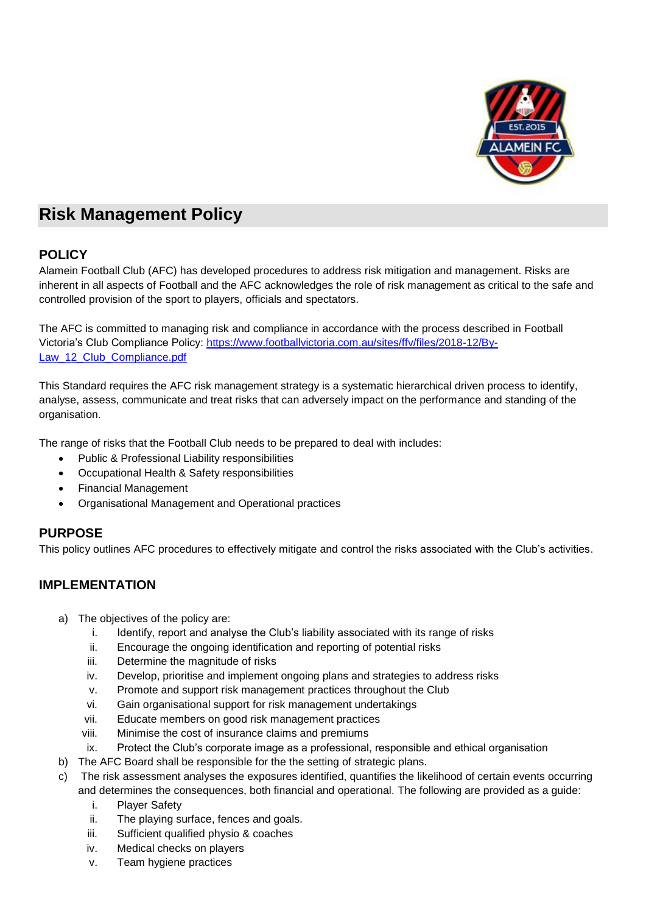# Risk Management Policy

## POLICY

Alamein Football Club (AFC) has developed procedures to address risk mitigation and management. Risks are inherent in all aspects of Football and the AFC acknowledges the role of risk management as critical to the safe and controlled provision of the sport to players, officials and spectators.

The AFC is committed to managing risk and compliance in accordance with the process described in Football Victoria's Club Compliance Policy: [https://www.footballvictoria.com.au/sites/ffv/files/2018-12/By-Law_12_Club_Compliance.pdf](https://www.footballvictoria.com.au/sites/ffv/files/2018-12/By-Law_12_Club_Compliance.pdf)

This Standard requires the AFC risk management strategy is a systematic hierarchical driven process to identify, analyse, assess, communicate and treat risks that can adversely impact on the performance and standing of the organisation.

The range of risks that the Football Club needs to be prepared to deal with includes:

- Public & Professional Liability responsibilities
- Occupational Health & Safety responsibilities
- Financial Management
- Organisational Management and Operational practices

## PURPOSE

This policy outlines AFC procedures to effectively mitigate and control the risks associated with the Club's activities.

## IMPLEMENTATION

a) The objectives of the policy are:
   i. Identify, report and analyse the Club's liability associated with its range of risks
   ii. Encourage the ongoing identification and reporting of potential risks
   iii. Determine the magnitude of risks
   iv. Develop, prioritise and implement ongoing plans and strategies to address risks
   v. Promote and support risk management practices throughout the Club
   vi. Gain organisational support for risk management undertakings
   vii. Educate members on good risk management practices
   viii. Minimise the cost of insurance claims and premiums
   ix. Protect the Club's corporate image as a professional, responsible and ethical organisation

b) The AFC Board shall be responsible for the the setting of strategic plans.

c) The risk assessment analyses the exposures identified, quantifies the likelihood of certain events occurring and determines the consequences, both financial and operational. The following are provided as a guide:
   i. Player Safety
   ii. The playing surface, fences and goals.
   iii. Sufficient qualified physio & coaches
   iv. Medical checks on players
   v. Team hygiene practices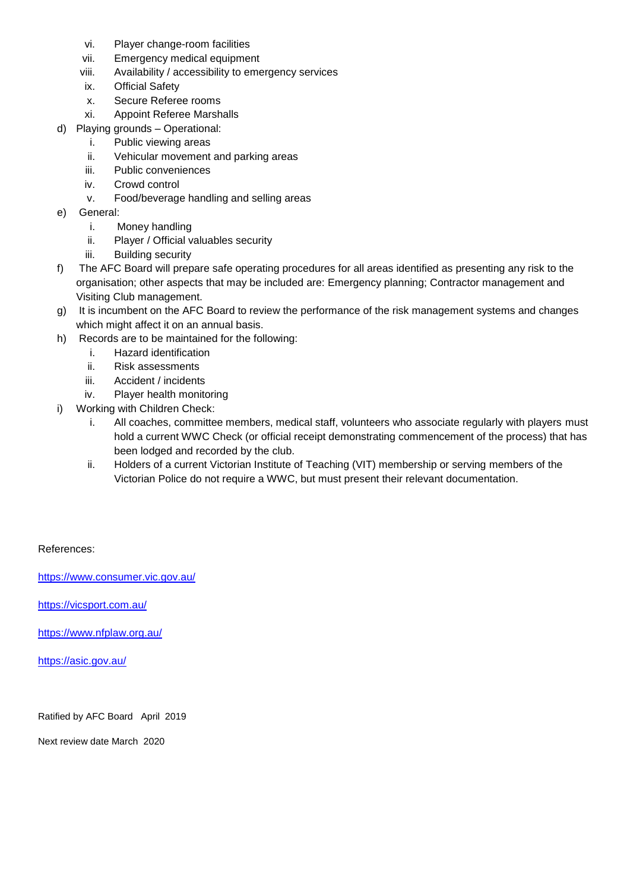vi. Player change-room facilities
   vii. Emergency medical equipment
   viii. Availability / accessibility to emergency services
   ix. Official Safety
   x. Secure Referee rooms
   xi. Appoint Referee Marshalls

d) Playing grounds – Operational:
   i. Public viewing areas
   ii. Vehicular movement and parking areas
   iii. Public conveniences
   iv. Crowd control
   v. Food/beverage handling and selling areas

e) General:
   i. Money handling
   ii. Player / Official valuables security
   iii. Building security

f) The AFC Board will prepare safe operating procedures for all areas identified as presenting any risk to the organisation; other aspects that may be included are: Emergency planning; Contractor management and Visiting Club management.

g) It is incumbent on the AFC Board to review the performance of the risk management systems and changes which might affect it on an annual basis.

h) Records are to be maintained for the following:
   i. Hazard identification
   ii. Risk assessments
   iii. Accident / incidents
   iv. Player health monitoring

i) Working with Children Check:
   i. All coaches, committee members, medical staff, volunteers who associate regularly with players must hold a current WWC Check (or official receipt demonstrating commencement of the process) that has been lodged and recorded by the club.
   ii. Holders of a current Victorian Institute of Teaching (VIT) membership or serving members of the Victorian Police do not require a WWC, but must present their relevant documentation.

References:

https://www.consumer.vic.gov.au/

https://vicsport.com.au/

https://www.nfplaw.org.au/

https://asic.gov.au/

Ratified by AFC Board April 2019

Next review date March 2020